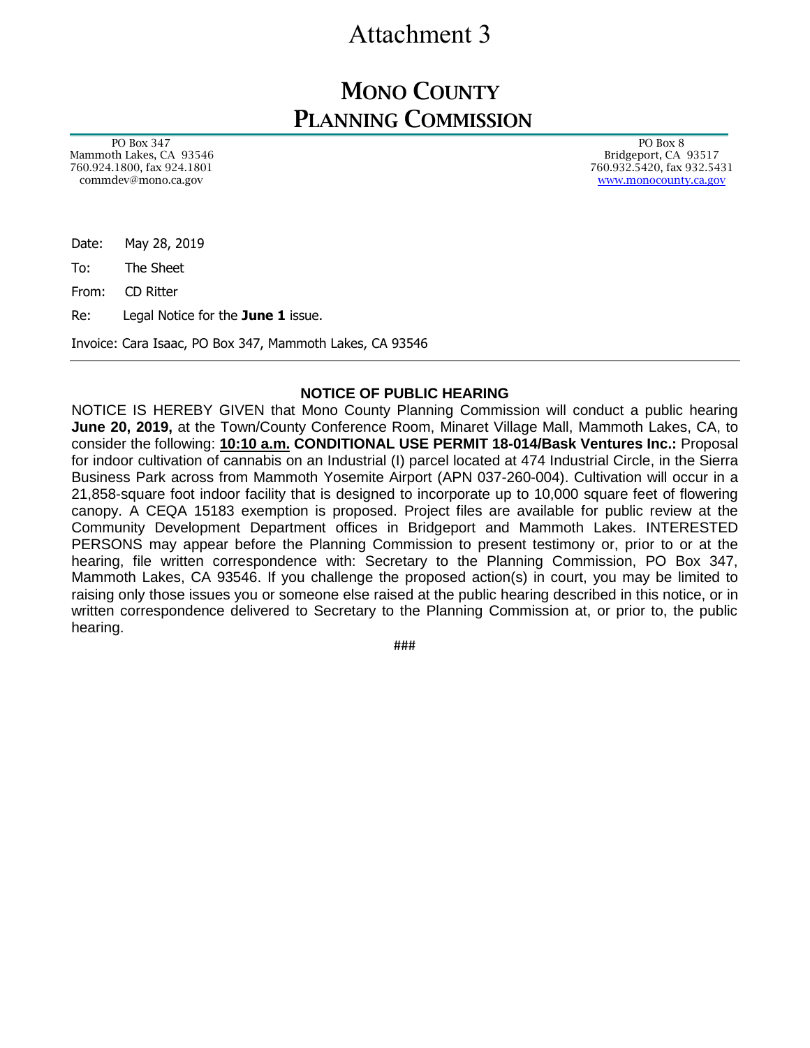Attachment 3

# MONO COUNTY PLANNING COMMISSION

PO Box 347
Mammoth Lakes, CA 93546
760.924.1800, fax 924.1801
commdev@mono.ca.gov

PO Box 8
Bridgeport, CA 93517
760.932.5420, fax 932.5431
www.monocounty.ca.gov

Date: May 28, 2019

To: The Sheet

From: CD Ritter

Re: Legal Notice for the **June 1** issue.

Invoice: Cara Isaac, PO Box 347, Mammoth Lakes, CA 93546

---

**NOTICE OF PUBLIC HEARING**

NOTICE IS HEREBY GIVEN that Mono County Planning Commission will conduct a public hearing **June 20, 2019,** at the Town/County Conference Room, Minaret Village Mall, Mammoth Lakes, CA, to consider the following: **10:10 a.m. CONDITIONAL USE PERMIT 18-014/Bask Ventures Inc.:** Proposal for indoor cultivation of cannabis on an Industrial (I) parcel located at 474 Industrial Circle, in the Sierra Business Park across from Mammoth Yosemite Airport (APN 037-260-004). Cultivation will occur in a 21,858-square foot indoor facility that is designed to incorporate up to 10,000 square feet of flowering canopy. A CEQA 15183 exemption is proposed. Project files are available for public review at the Community Development Department offices in Bridgeport and Mammoth Lakes. INTERESTED PERSONS may appear before the Planning Commission to present testimony or, prior to or at the hearing, file written correspondence with: Secretary to the Planning Commission, PO Box 347, Mammoth Lakes, CA 93546. If you challenge the proposed action(s) in court, you may be limited to raising only those issues you or someone else raised at the public hearing described in this notice, or in written correspondence delivered to Secretary to the Planning Commission at, or prior to, the public hearing.

###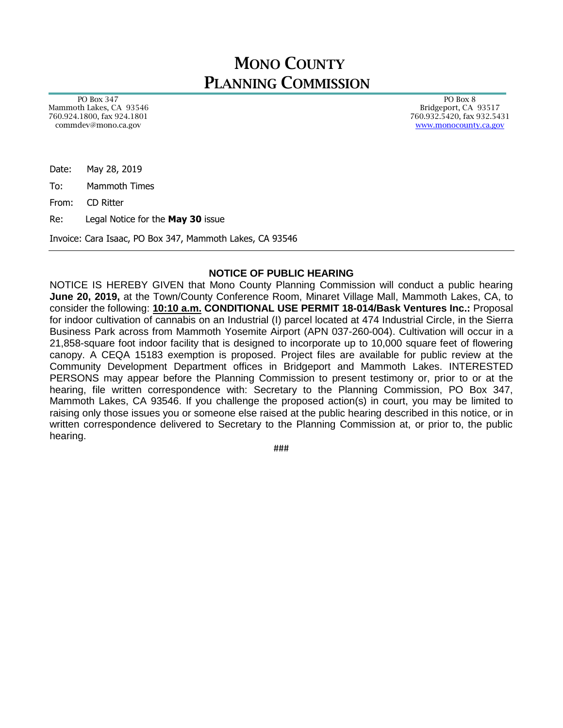# MONO COUNTY PLANNING COMMISSION

PO Box 347
Mammoth Lakes, CA 93546
760.924.1800, fax 924.1801
commdev@mono.ca.gov

PO Box 8
Bridgeport, CA 93517
760.932.5420, fax 932.5431
www.monocounty.ca.gov

Date: May 28, 2019

To: Mammoth Times

From: CD Ritter

Re: Legal Notice for the **May 30** issue

Invoice: Cara Isaac, PO Box 347, Mammoth Lakes, CA 93546

---

**NOTICE OF PUBLIC HEARING**

NOTICE IS HEREBY GIVEN that Mono County Planning Commission will conduct a public hearing **June 20, 2019,** at the Town/County Conference Room, Minaret Village Mall, Mammoth Lakes, CA, to consider the following: **10:10 a.m. CONDITIONAL USE PERMIT 18-014/Bask Ventures Inc.:** Proposal for indoor cultivation of cannabis on an Industrial (I) parcel located at 474 Industrial Circle, in the Sierra Business Park across from Mammoth Yosemite Airport (APN 037-260-004). Cultivation will occur in a 21,858-square foot indoor facility that is designed to incorporate up to 10,000 square feet of flowering canopy. A CEQA 15183 exemption is proposed. Project files are available for public review at the Community Development Department offices in Bridgeport and Mammoth Lakes. INTERESTED PERSONS may appear before the Planning Commission to present testimony or, prior to or at the hearing, file written correspondence with: Secretary to the Planning Commission, PO Box 347, Mammoth Lakes, CA 93546. If you challenge the proposed action(s) in court, you may be limited to raising only those issues you or someone else raised at the public hearing described in this notice, or in written correspondence delivered to Secretary to the Planning Commission at, or prior to, the public hearing.

###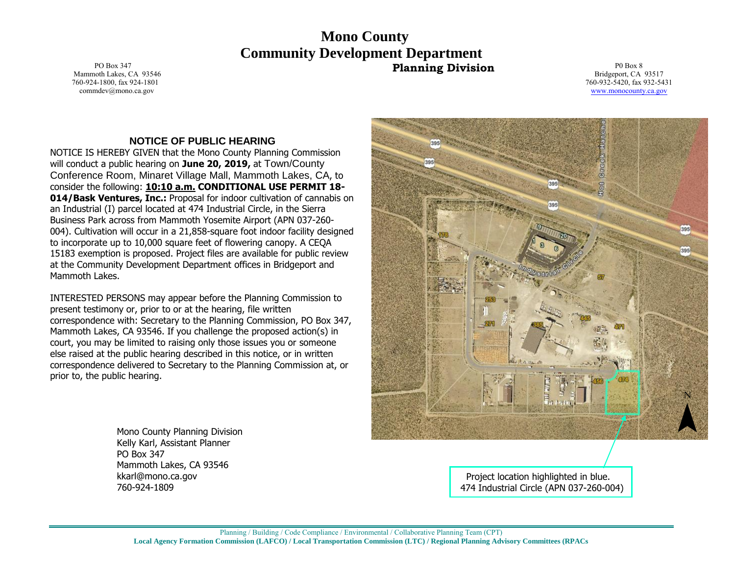# Mono County
# Community Development Department
## Planning Division

PO Box 347
Mammoth Lakes, CA 93546
760-924-1800, fax 924-1801
commdev@mono.ca.gov

P0 Box 8
Bridgeport, CA 93517
760-932-5420, fax 932-5431
www.monocounty.ca.gov

### NOTICE OF PUBLIC HEARING

NOTICE IS HEREBY GIVEN that the Mono County Planning Commission will conduct a public hearing on **June 20, 2019,** at Town/County Conference Room, Minaret Village Mall, Mammoth Lakes, CA, to consider the following: **10:10 a.m. CONDITIONAL USE PERMIT 18-014/Bask Ventures, Inc.:** Proposal for indoor cultivation of cannabis on an Industrial (I) parcel located at 474 Industrial Circle, in the Sierra Business Park across from Mammoth Yosemite Airport (APN 037-260-004). Cultivation will occur in a 21,858-square foot indoor facility designed to incorporate up to 10,000 square feet of flowering canopy. A CEQA 15183 exemption is proposed. Project files are available for public review at the Community Development Department offices in Bridgeport and Mammoth Lakes.

INTERESTED PERSONS may appear before the Planning Commission to present testimony or, prior to or at the hearing, file written correspondence with: Secretary to the Planning Commission, PO Box 347, Mammoth Lakes, CA 93546. If you challenge the proposed action(s) in court, you may be limited to raising only those issues you or someone else raised at the public hearing described in this notice, or in written correspondence delivered to Secretary to the Planning Commission at, or prior to, the public hearing.

Mono County Planning Division
Kelly Karl, Assistant Planner
PO Box 347
Mammoth Lakes, CA 93546
kkarl@mono.ca.gov
760-924-1809

Project location highlighted in blue.
474 Industrial Circle (APN 037-260-004)

Planning / Building / Code Compliance / Environmental / Collaborative Planning Team (CPT)
**Local Agency Formation Commission (LAFCO) / Local Transportation Commission (LTC) / Regional Planning Advisory Committees (RPACs**